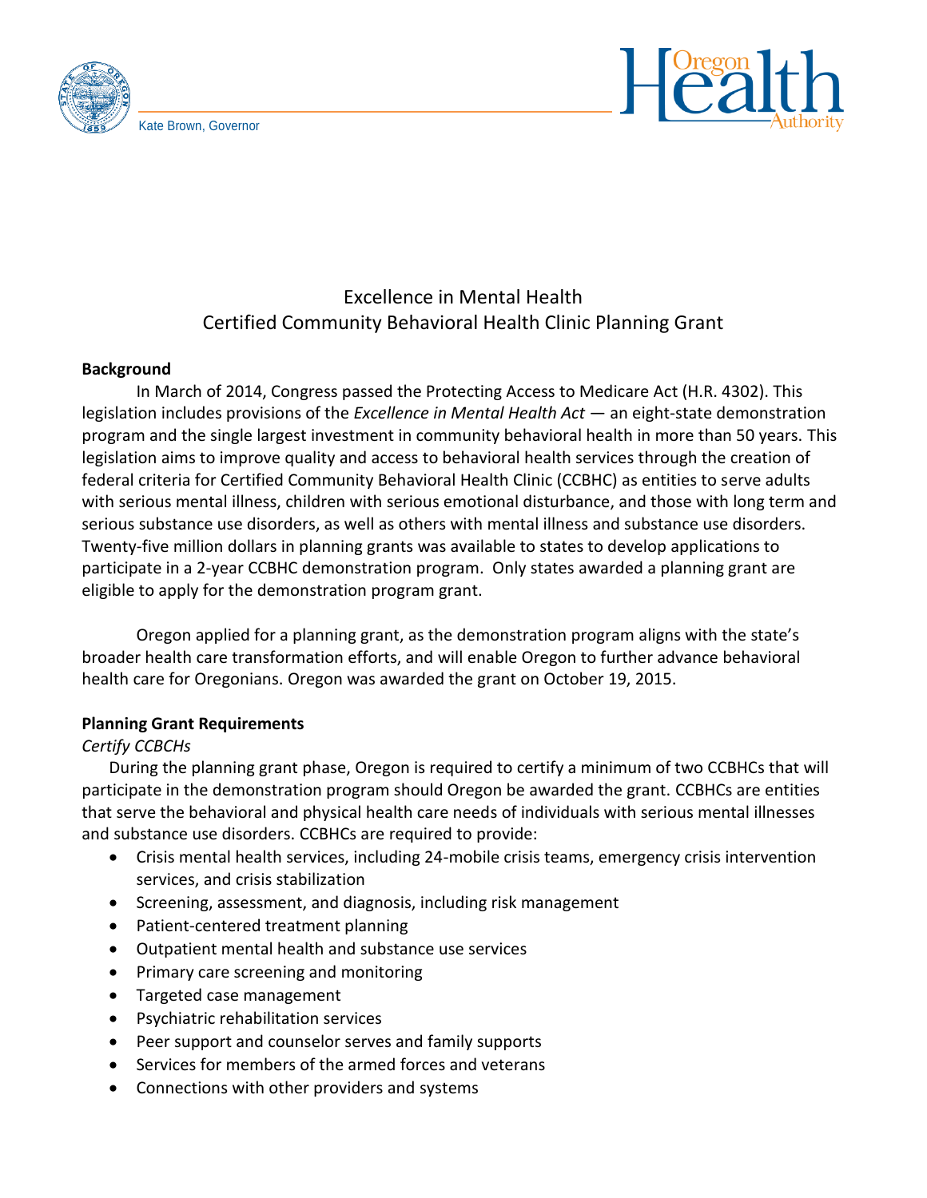Kate Brown, Governor

# Excellence in Mental Health
## Certified Community Behavioral Health Clinic Planning Grant

**Background**

In March of 2014, Congress passed the Protecting Access to Medicare Act (H.R. 4302). This legislation includes provisions of the *Excellence in Mental Health Act* — an eight-state demonstration program and the single largest investment in community behavioral health in more than 50 years. This legislation aims to improve quality and access to behavioral health services through the creation of federal criteria for Certified Community Behavioral Health Clinic (CCBHC) as entities to serve adults with serious mental illness, children with serious emotional disturbance, and those with long term and serious substance use disorders, as well as others with mental illness and substance use disorders. Twenty-five million dollars in planning grants was available to states to develop applications to participate in a 2-year CCBHC demonstration program. Only states awarded a planning grant are eligible to apply for the demonstration program grant.

Oregon applied for a planning grant, as the demonstration program aligns with the state's broader health care transformation efforts, and will enable Oregon to further advance behavioral health care for Oregonians. Oregon was awarded the grant on October 19, 2015.

**Planning Grant Requirements**

*Certify CCBCHs*

During the planning grant phase, Oregon is required to certify a minimum of two CCBHCs that will participate in the demonstration program should Oregon be awarded the grant. CCBHCs are entities that serve the behavioral and physical health care needs of individuals with serious mental illnesses and substance use disorders. CCBHCs are required to provide:

- Crisis mental health services, including 24-mobile crisis teams, emergency crisis intervention services, and crisis stabilization
- Screening, assessment, and diagnosis, including risk management
- Patient-centered treatment planning
- Outpatient mental health and substance use services
- Primary care screening and monitoring
- Targeted case management
- Psychiatric rehabilitation services
- Peer support and counselor serves and family supports
- Services for members of the armed forces and veterans
- Connections with other providers and systems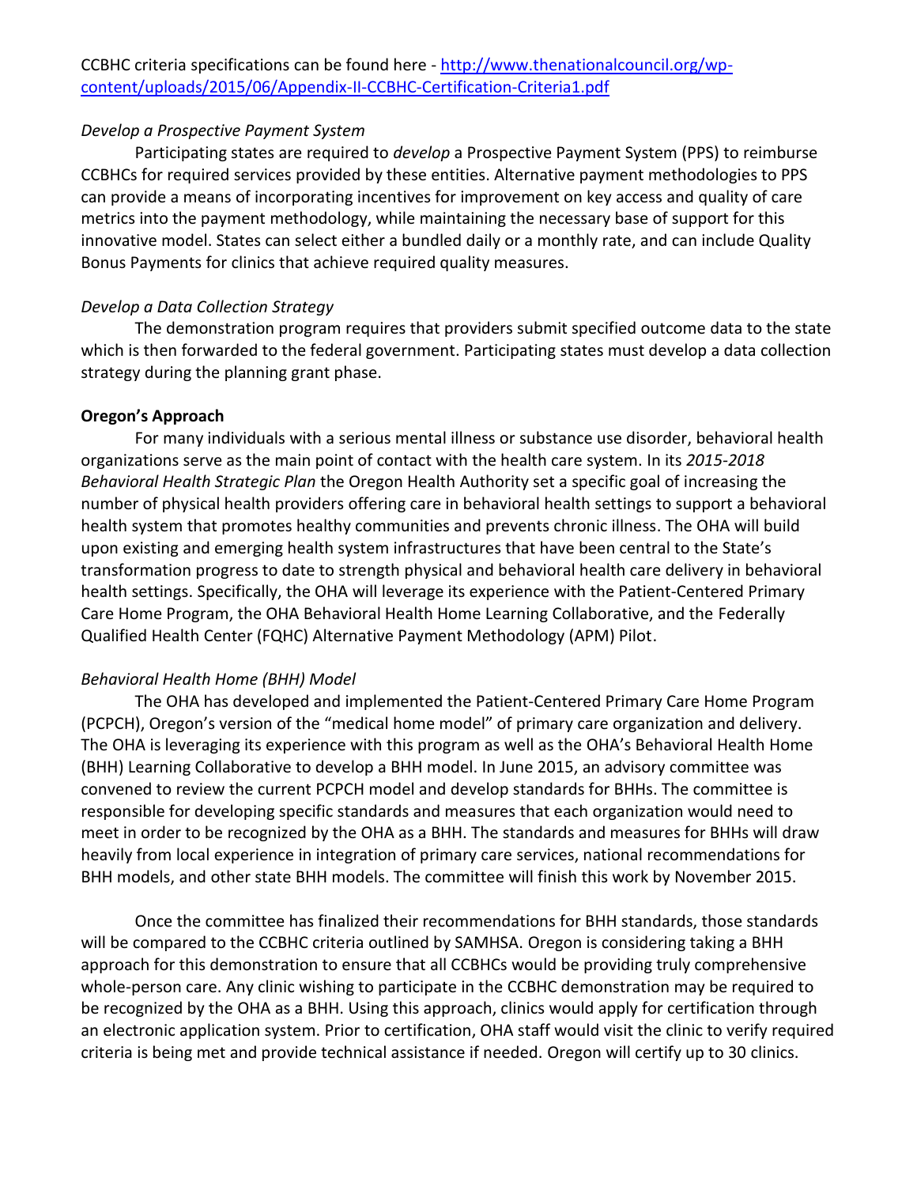CCBHC criteria specifications can be found here - [http://www.thenationalcouncil.org/wp-content/uploads/2015/06/Appendix-II-CCBHC-Certification-Criteria1.pdf](http://www.thenationalcouncil.org/wp-content/uploads/2015/06/Appendix-II-CCBHC-Certification-Criteria1.pdf)

*Develop a Prospective Payment System*

Participating states are required to *develop* a Prospective Payment System (PPS) to reimburse CCBHCs for required services provided by these entities. Alternative payment methodologies to PPS can provide a means of incorporating incentives for improvement on key access and quality of care metrics into the payment methodology, while maintaining the necessary base of support for this innovative model. States can select either a bundled daily or a monthly rate, and can include Quality Bonus Payments for clinics that achieve required quality measures.

*Develop a Data Collection Strategy*

The demonstration program requires that providers submit specified outcome data to the state which is then forwarded to the federal government. Participating states must develop a data collection strategy during the planning grant phase.

**Oregon's Approach**

For many individuals with a serious mental illness or substance use disorder, behavioral health organizations serve as the main point of contact with the health care system. In its *2015-2018 Behavioral Health Strategic Plan* the Oregon Health Authority set a specific goal of increasing the number of physical health providers offering care in behavioral health settings to support a behavioral health system that promotes healthy communities and prevents chronic illness. The OHA will build upon existing and emerging health system infrastructures that have been central to the State's transformation progress to date to strength physical and behavioral health care delivery in behavioral health settings. Specifically, the OHA will leverage its experience with the Patient-Centered Primary Care Home Program, the OHA Behavioral Health Home Learning Collaborative, and the Federally Qualified Health Center (FQHC) Alternative Payment Methodology (APM) Pilot.

*Behavioral Health Home (BHH) Model*

The OHA has developed and implemented the Patient-Centered Primary Care Home Program (PCPCH), Oregon's version of the "medical home model" of primary care organization and delivery. The OHA is leveraging its experience with this program as well as the OHA's Behavioral Health Home (BHH) Learning Collaborative to develop a BHH model. In June 2015, an advisory committee was convened to review the current PCPCH model and develop standards for BHHs. The committee is responsible for developing specific standards and measures that each organization would need to meet in order to be recognized by the OHA as a BHH. The standards and measures for BHHs will draw heavily from local experience in integration of primary care services, national recommendations for BHH models, and other state BHH models. The committee will finish this work by November 2015.

Once the committee has finalized their recommendations for BHH standards, those standards will be compared to the CCBHC criteria outlined by SAMHSA. Oregon is considering taking a BHH approach for this demonstration to ensure that all CCBHCs would be providing truly comprehensive whole-person care. Any clinic wishing to participate in the CCBHC demonstration may be required to be recognized by the OHA as a BHH. Using this approach, clinics would apply for certification through an electronic application system. Prior to certification, OHA staff would visit the clinic to verify required criteria is being met and provide technical assistance if needed. Oregon will certify up to 30 clinics.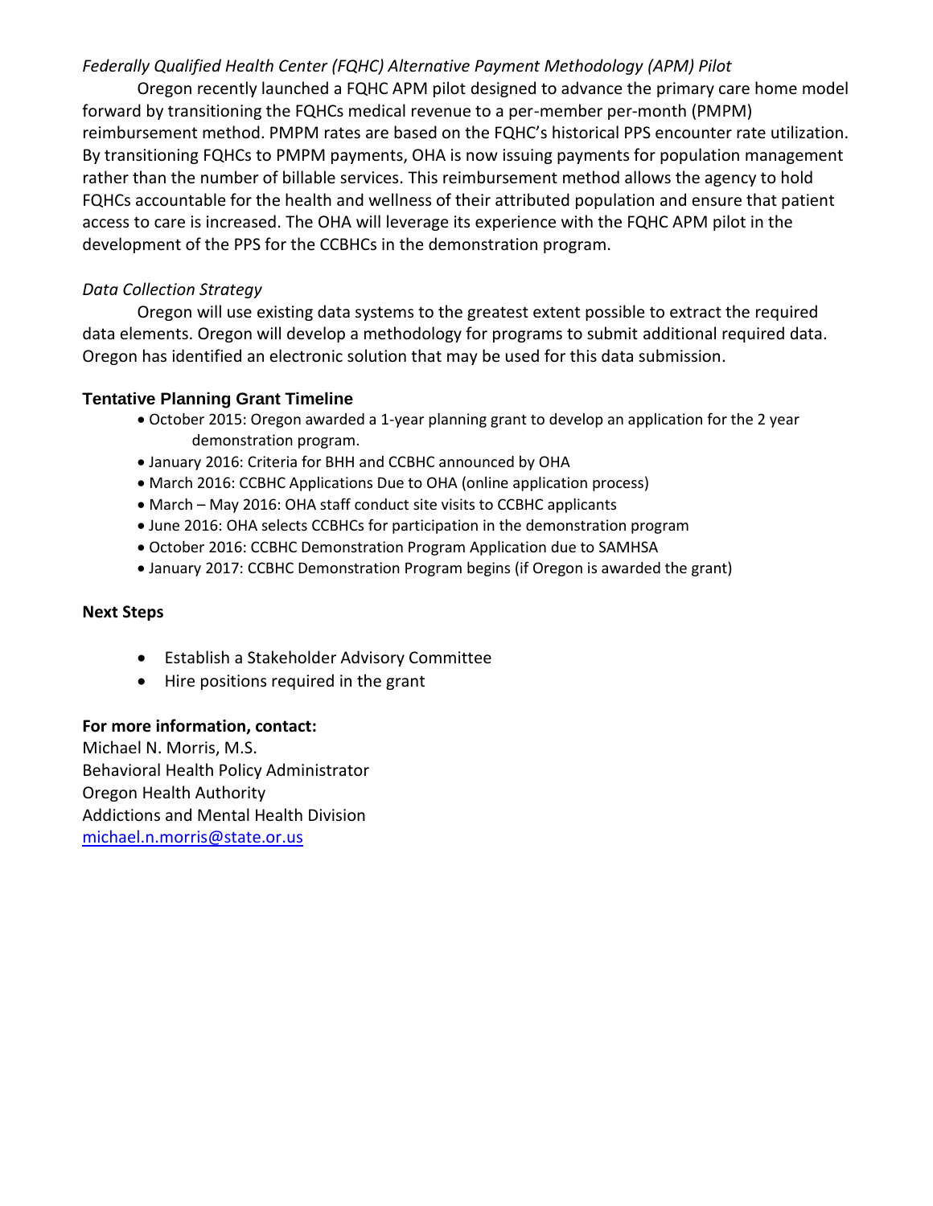*Federally Qualified Health Center (FQHC) Alternative Payment Methodology (APM) Pilot*

Oregon recently launched a FQHC APM pilot designed to advance the primary care home model forward by transitioning the FQHCs medical revenue to a per-member per-month (PMPM) reimbursement method. PMPM rates are based on the FQHC's historical PPS encounter rate utilization. By transitioning FQHCs to PMPM payments, OHA is now issuing payments for population management rather than the number of billable services. This reimbursement method allows the agency to hold FQHCs accountable for the health and wellness of their attributed population and ensure that patient access to care is increased. The OHA will leverage its experience with the FQHC APM pilot in the development of the PPS for the CCBHCs in the demonstration program.

*Data Collection Strategy*

Oregon will use existing data systems to the greatest extent possible to extract the required data elements. Oregon will develop a methodology for programs to submit additional required data. Oregon has identified an electronic solution that may be used for this data submission.

**Tentative Planning Grant Timeline**

- October 2015: Oregon awarded a 1-year planning grant to develop an application for the 2 year demonstration program.
- January 2016: Criteria for BHH and CCBHC announced by OHA
- March 2016: CCBHC Applications Due to OHA (online application process)
- March – May 2016: OHA staff conduct site visits to CCBHC applicants
- June 2016: OHA selects CCBHCs for participation in the demonstration program
- October 2016: CCBHC Demonstration Program Application due to SAMHSA
- January 2017: CCBHC Demonstration Program begins (if Oregon is awarded the grant)

**Next Steps**

- Establish a Stakeholder Advisory Committee
- Hire positions required in the grant

**For more information, contact:**
Michael N. Morris, M.S.
Behavioral Health Policy Administrator
Oregon Health Authority
Addictions and Mental Health Division
michael.n.morris@state.or.us